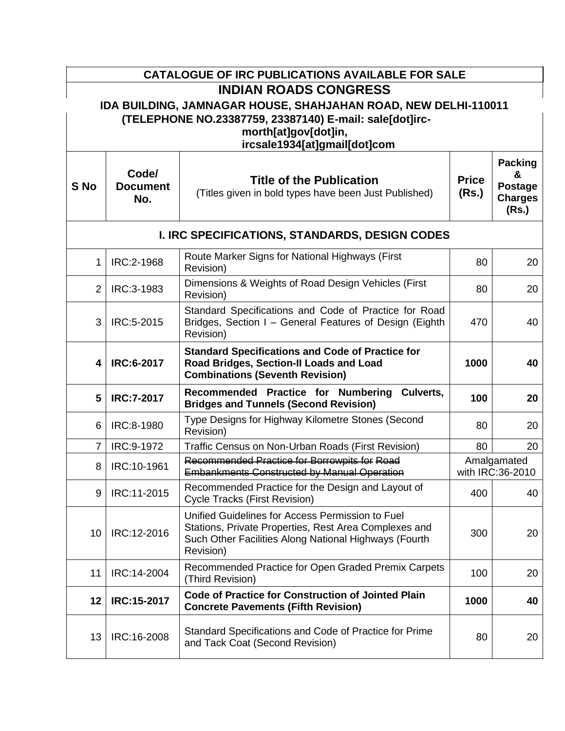# CATALOGUE OF IRC PUBLICATIONS AVAILABLE FOR SALE

## INDIAN ROADS CONGRESS

### IDA BUILDING, JAMNAGAR HOUSE, SHAHJAHAN ROAD, NEW DELHI-110011

**(TELEPHONE NO.23387759, 23387140) E-mail: sale[dot]irc-morth[at]gov[dot]in, ircsale1934[at]gmail[dot]com**

| S No | Code/ Document No. | Title of the Publication (Titles given in bold types have been Just Published) | Price (Rs.) | Packing & Postage Charges (Rs.) |
|---|---|---|---|---|
| | | **I. IRC SPECIFICATIONS, STANDARDS, DESIGN CODES** | | |
| 1 | IRC:2-1968 | Route Marker Signs for National Highways (First Revision) | 80 | 20 |
| 2 | IRC:3-1983 | Dimensions & Weights of Road Design Vehicles (First Revision) | 80 | 20 |
| 3 | IRC:5-2015 | Standard Specifications and Code of Practice for Road Bridges, Section I – General Features of Design (Eighth Revision) | 470 | 40 |
| **4** | **IRC:6-2017** | **Standard Specifications and Code of Practice for Road Bridges, Section-II Loads and Load Combinations (Seventh Revision)** | **1000** | **40** |
| **5** | **IRC:7-2017** | **Recommended Practice for Numbering Culverts, Bridges and Tunnels (Second Revision)** | **100** | **20** |
| 6 | IRC:8-1980 | Type Designs for Highway Kilometre Stones (Second Revision) | 80 | 20 |
| 7 | IRC:9-1972 | Traffic Census on Non-Urban Roads (First Revision) | 80 | 20 |
| 8 | IRC:10-1961 | ~~Recommended Practice for Borrowpits for Road Embankments Constructed by Manual Operation~~ | Amalgamated with IRC:36-2010 | |
| 9 | IRC:11-2015 | Recommended Practice for the Design and Layout of Cycle Tracks (First Revision) | 400 | 40 |
| 10 | IRC:12-2016 | Unified Guidelines for Access Permission to Fuel Stations, Private Properties, Rest Area Complexes and Such Other Facilities Along National Highways (Fourth Revision) | 300 | 20 |
| 11 | IRC:14-2004 | Recommended Practice for Open Graded Premix Carpets (Third Revision) | 100 | 20 |
| **12** | **IRC:15-2017** | **Code of Practice for Construction of Jointed Plain Concrete Pavements (Fifth Revision)** | **1000** | **40** |
| 13 | IRC:16-2008 | Standard Specifications and Code of Practice for Prime and Tack Coat (Second Revision) | 80 | 20 |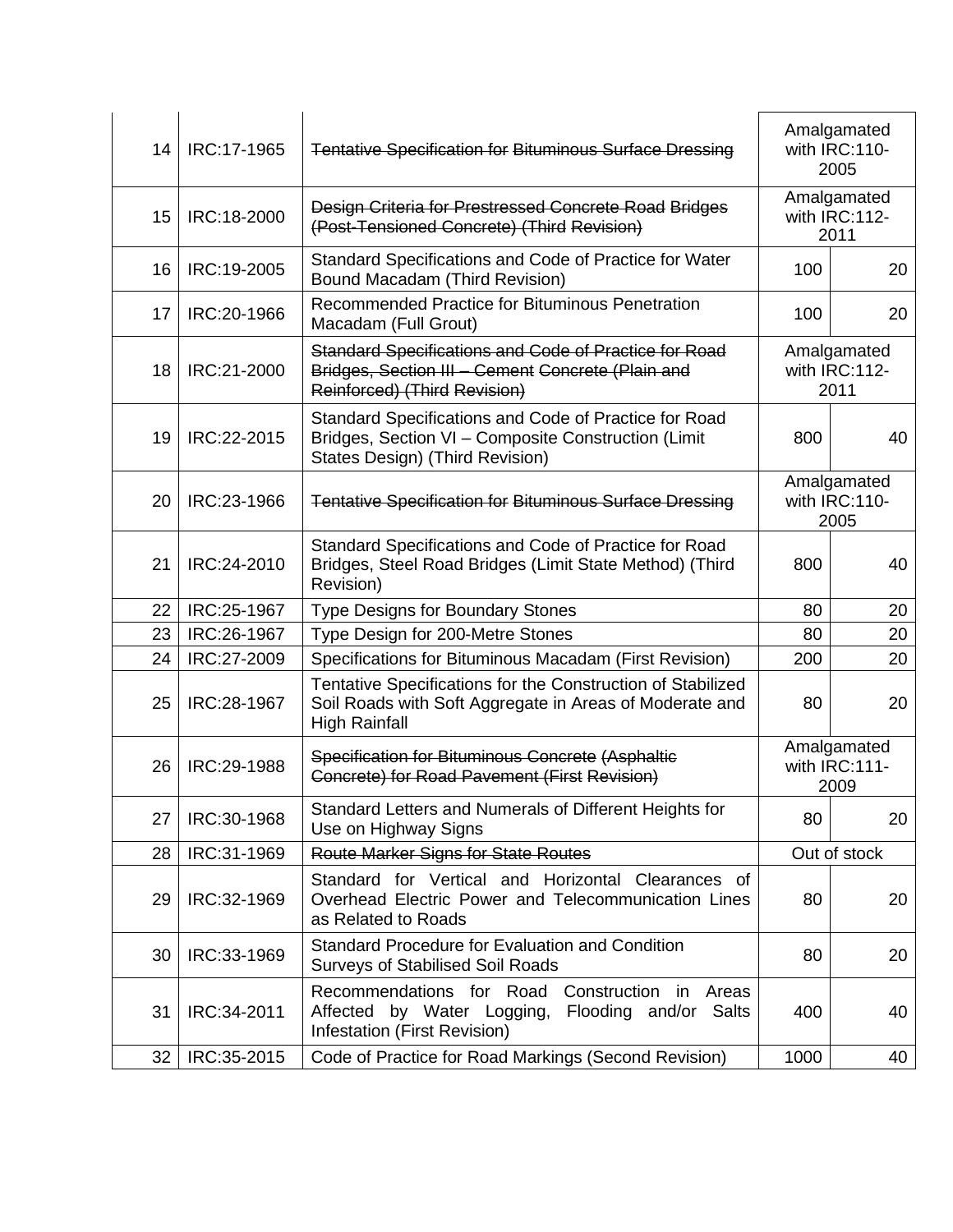| 14 | IRC:17-1965 | ~~Tentative Specification for Bituminous Surface Dressing~~ | Amalgamated with IRC:110-2005 | |
|---|---|---|---|---|
| 15 | IRC:18-2000 | ~~Design Criteria for Prestressed Concrete Road Bridges (Post-Tensioned Concrete) (Third Revision)~~ | Amalgamated with IRC:112-2011 | |
| 16 | IRC:19-2005 | Standard Specifications and Code of Practice for Water Bound Macadam (Third Revision) | 100 | 20 |
| 17 | IRC:20-1966 | Recommended Practice for Bituminous Penetration Macadam (Full Grout) | 100 | 20 |
| 18 | IRC:21-2000 | ~~Standard Specifications and Code of Practice for Road Bridges, Section III – Cement Concrete (Plain and Reinforced) (Third Revision)~~ | Amalgamated with IRC:112-2011 | |
| 19 | IRC:22-2015 | Standard Specifications and Code of Practice for Road Bridges, Section VI – Composite Construction (Limit States Design) (Third Revision) | 800 | 40 |
| 20 | IRC:23-1966 | ~~Tentative Specification for Bituminous Surface Dressing~~ | Amalgamated with IRC:110-2005 | |
| 21 | IRC:24-2010 | Standard Specifications and Code of Practice for Road Bridges, Steel Road Bridges (Limit State Method) (Third Revision) | 800 | 40 |
| 22 | IRC:25-1967 | Type Designs for Boundary Stones | 80 | 20 |
| 23 | IRC:26-1967 | Type Design for 200-Metre Stones | 80 | 20 |
| 24 | IRC:27-2009 | Specifications for Bituminous Macadam (First Revision) | 200 | 20 |
| 25 | IRC:28-1967 | Tentative Specifications for the Construction of Stabilized Soil Roads with Soft Aggregate in Areas of Moderate and High Rainfall | 80 | 20 |
| 26 | IRC:29-1988 | ~~Specification for Bituminous Concrete (Asphaltic Concrete) for Road Pavement (First Revision)~~ | Amalgamated with IRC:111-2009 | |
| 27 | IRC:30-1968 | Standard Letters and Numerals of Different Heights for Use on Highway Signs | 80 | 20 |
| 28 | IRC:31-1969 | ~~Route Marker Signs for State Routes~~ | Out of stock | |
| 29 | IRC:32-1969 | Standard for Vertical and Horizontal Clearances of Overhead Electric Power and Telecommunication Lines as Related to Roads | 80 | 20 |
| 30 | IRC:33-1969 | Standard Procedure for Evaluation and Condition Surveys of Stabilised Soil Roads | 80 | 20 |
| 31 | IRC:34-2011 | Recommendations for Road Construction in Areas Affected by Water Logging, Flooding and/or Salts Infestation (First Revision) | 400 | 40 |
| 32 | IRC:35-2015 | Code of Practice for Road Markings (Second Revision) | 1000 | 40 |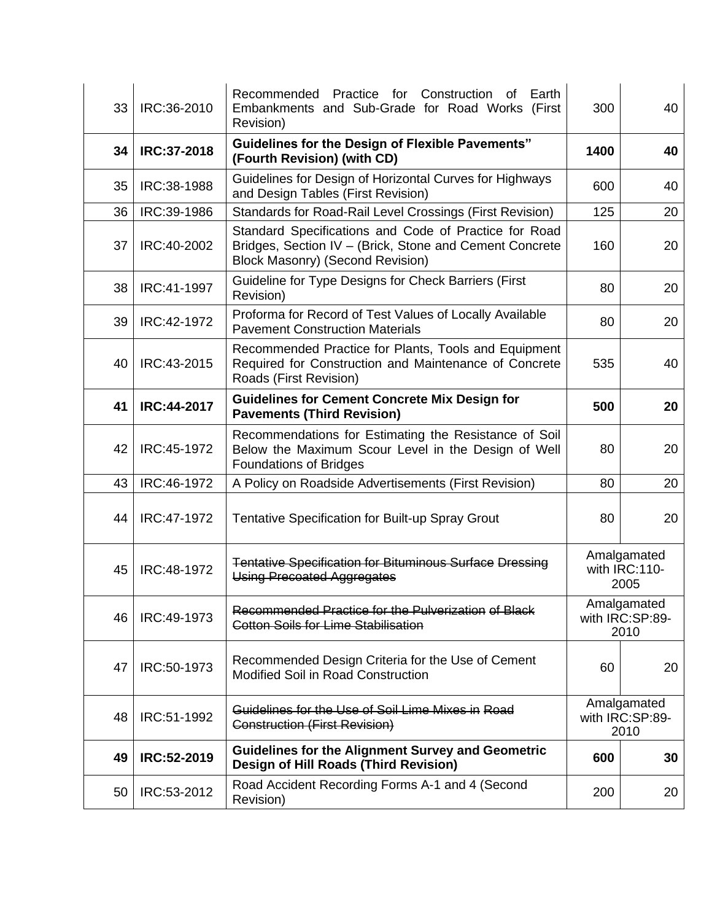| | | | | |
|---|---|---|---|---|
| 33 | IRC:36-2010 | Recommended Practice for Construction of Earth Embankments and Sub-Grade for Road Works (First Revision) | 300 | 40 |
| **34** | **IRC:37-2018** | **Guidelines for the Design of Flexible Pavements" (Fourth Revision) (with CD)** | **1400** | **40** |
| 35 | IRC:38-1988 | Guidelines for Design of Horizontal Curves for Highways and Design Tables (First Revision) | 600 | 40 |
| 36 | IRC:39-1986 | Standards for Road-Rail Level Crossings (First Revision) | 125 | 20 |
| 37 | IRC:40-2002 | Standard Specifications and Code of Practice for Road Bridges, Section IV – (Brick, Stone and Cement Concrete Block Masonry) (Second Revision) | 160 | 20 |
| 38 | IRC:41-1997 | Guideline for Type Designs for Check Barriers (First Revision) | 80 | 20 |
| 39 | IRC:42-1972 | Proforma for Record of Test Values of Locally Available Pavement Construction Materials | 80 | 20 |
| 40 | IRC:43-2015 | Recommended Practice for Plants, Tools and Equipment Required for Construction and Maintenance of Concrete Roads (First Revision) | 535 | 40 |
| **41** | **IRC:44-2017** | **Guidelines for Cement Concrete Mix Design for Pavements (Third Revision)** | **500** | **20** |
| 42 | IRC:45-1972 | Recommendations for Estimating the Resistance of Soil Below the Maximum Scour Level in the Design of Well Foundations of Bridges | 80 | 20 |
| 43 | IRC:46-1972 | A Policy on Roadside Advertisements (First Revision) | 80 | 20 |
| 44 | IRC:47-1972 | Tentative Specification for Built-up Spray Grout | 80 | 20 |
| 45 | IRC:48-1972 | ~~Tentative Specification for Bituminous Surface Dressing Using Precoated Aggregates~~ | Amalgamated with IRC:110-2005 | |
| 46 | IRC:49-1973 | ~~Recommended Practice for the Pulverization of Black Cotton Soils for Lime Stabilisation~~ | Amalgamated with IRC:SP:89-2010 | |
| 47 | IRC:50-1973 | Recommended Design Criteria for the Use of Cement Modified Soil in Road Construction | 60 | 20 |
| 48 | IRC:51-1992 | ~~Guidelines for the Use of Soil Lime Mixes in Road Construction (First Revision)~~ | Amalgamated with IRC:SP:89-2010 | |
| **49** | **IRC:52-2019** | **Guidelines for the Alignment Survey and Geometric Design of Hill Roads (Third Revision)** | **600** | **30** |
| 50 | IRC:53-2012 | Road Accident Recording Forms A-1 and 4 (Second Revision) | 200 | 20 |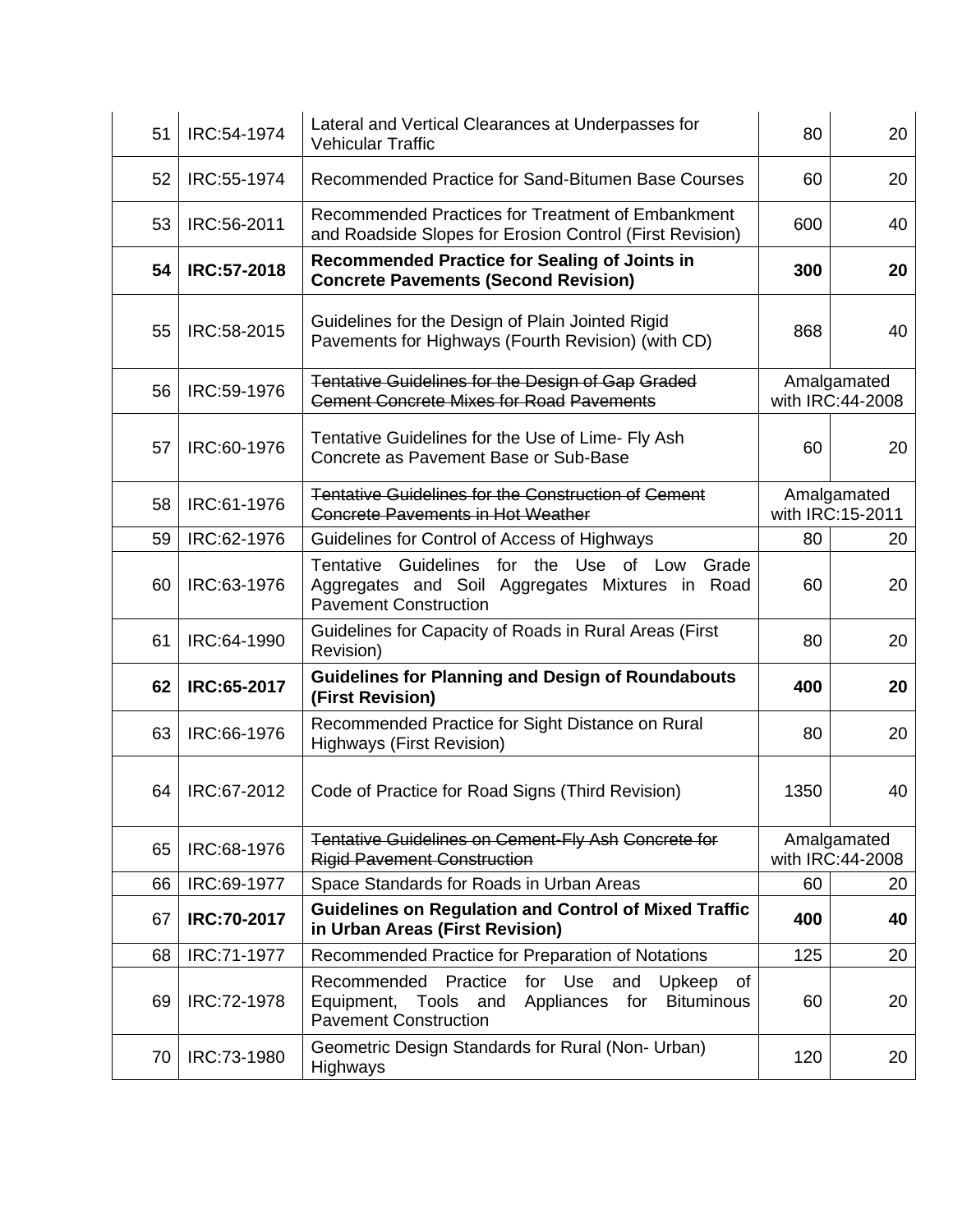| 51 | IRC:54-1974 | Lateral and Vertical Clearances at Underpasses for Vehicular Traffic | 80 | 20 |
|---|---|---|---|---|
| 52 | IRC:55-1974 | Recommended Practice for Sand-Bitumen Base Courses | 60 | 20 |
| 53 | IRC:56-2011 | Recommended Practices for Treatment of Embankment and Roadside Slopes for Erosion Control (First Revision) | 600 | 40 |
| **54** | **IRC:57-2018** | **Recommended Practice for Sealing of Joints in Concrete Pavements (Second Revision)** | **300** | **20** |
| 55 | IRC:58-2015 | Guidelines for the Design of Plain Jointed Rigid Pavements for Highways (Fourth Revision) (with CD) | 868 | 40 |
| 56 | IRC:59-1976 | ~~Tentative Guidelines for the Design of Gap Graded Cement Concrete Mixes for Road Pavements~~ | Amalgamated with IRC:44-2008 | |
| 57 | IRC:60-1976 | Tentative Guidelines for the Use of Lime- Fly Ash Concrete as Pavement Base or Sub-Base | 60 | 20 |
| 58 | IRC:61-1976 | ~~Tentative Guidelines for the Construction of Cement Concrete Pavements in Hot Weather~~ | Amalgamated with IRC:15-2011 | |
| 59 | IRC:62-1976 | Guidelines for Control of Access of Highways | 80 | 20 |
| 60 | IRC:63-1976 | Tentative Guidelines for the Use of Low Grade Aggregates and Soil Aggregates Mixtures in Road Pavement Construction | 60 | 20 |
| 61 | IRC:64-1990 | Guidelines for Capacity of Roads in Rural Areas (First Revision) | 80 | 20 |
| **62** | **IRC:65-2017** | **Guidelines for Planning and Design of Roundabouts (First Revision)** | **400** | **20** |
| 63 | IRC:66-1976 | Recommended Practice for Sight Distance on Rural Highways (First Revision) | 80 | 20 |
| 64 | IRC:67-2012 | Code of Practice for Road Signs (Third Revision) | 1350 | 40 |
| 65 | IRC:68-1976 | ~~Tentative Guidelines on Cement-Fly Ash Concrete for Rigid Pavement Construction~~ | Amalgamated with IRC:44-2008 | |
| 66 | IRC:69-1977 | Space Standards for Roads in Urban Areas | 60 | 20 |
| 67 | **IRC:70-2017** | **Guidelines on Regulation and Control of Mixed Traffic in Urban Areas (First Revision)** | **400** | **40** |
| 68 | IRC:71-1977 | Recommended Practice for Preparation of Notations | 125 | 20 |
| 69 | IRC:72-1978 | Recommended Practice for Use and Upkeep of Equipment, Tools and Appliances for Bituminous Pavement Construction | 60 | 20 |
| 70 | IRC:73-1980 | Geometric Design Standards for Rural (Non- Urban) Highways | 120 | 20 |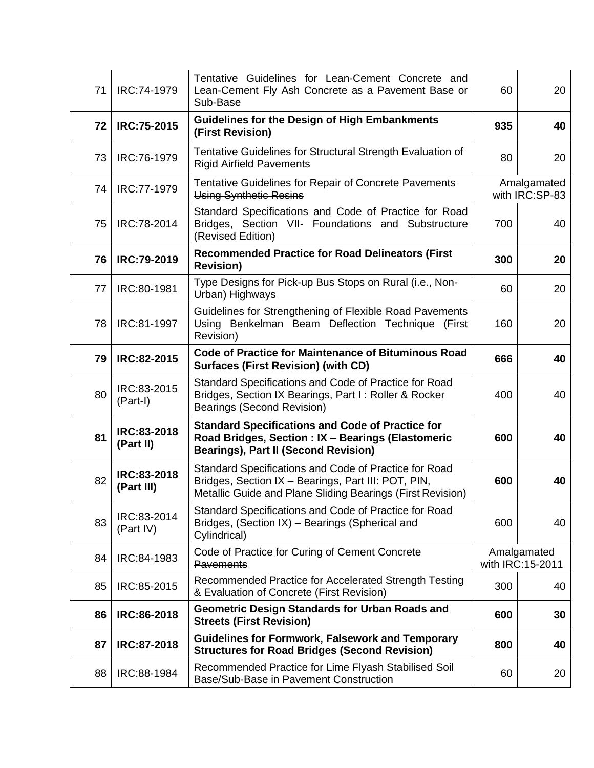| 71 | IRC:74-1979 | Tentative Guidelines for Lean-Cement Concrete and Lean-Cement Fly Ash Concrete as a Pavement Base or Sub-Base | 60 | 20 |
|---|---|---|---|---|
| **72** | **IRC:75-2015** | **Guidelines for the Design of High Embankments (First Revision)** | **935** | **40** |
| 73 | IRC:76-1979 | Tentative Guidelines for Structural Strength Evaluation of Rigid Airfield Pavements | 80 | 20 |
| 74 | IRC:77-1979 | ~~Tentative Guidelines for Repair of Concrete Pavements Using Synthetic Resins~~ | Amalgamated with IRC:SP-83 | |
| 75 | IRC:78-2014 | Standard Specifications and Code of Practice for Road Bridges, Section VII- Foundations and Substructure (Revised Edition) | 700 | 40 |
| **76** | **IRC:79-2019** | **Recommended Practice for Road Delineators (First Revision)** | **300** | **20** |
| 77 | IRC:80-1981 | Type Designs for Pick-up Bus Stops on Rural (i.e., Non-Urban) Highways | 60 | 20 |
| 78 | IRC:81-1997 | Guidelines for Strengthening of Flexible Road Pavements Using Benkelman Beam Deflection Technique (First Revision) | 160 | 20 |
| **79** | **IRC:82-2015** | **Code of Practice for Maintenance of Bituminous Road Surfaces (First Revision) (with CD)** | **666** | **40** |
| 80 | IRC:83-2015 (Part-I) | Standard Specifications and Code of Practice for Road Bridges, Section IX Bearings, Part I : Roller & Rocker Bearings (Second Revision) | 400 | 40 |
| **81** | **IRC:83-2018 (Part II)** | **Standard Specifications and Code of Practice for Road Bridges, Section : IX – Bearings (Elastomeric Bearings), Part II (Second Revision)** | **600** | **40** |
| 82 | **IRC:83-2018 (Part III)** | Standard Specifications and Code of Practice for Road Bridges, Section IX – Bearings, Part III: POT, PIN, Metallic Guide and Plane Sliding Bearings (First Revision) | **600** | **40** |
| 83 | IRC:83-2014 (Part IV) | Standard Specifications and Code of Practice for Road Bridges, (Section IX) – Bearings (Spherical and Cylindrical) | 600 | 40 |
| 84 | IRC:84-1983 | ~~Code of Practice for Curing of Cement Concrete Pavements~~ | Amalgamated with IRC:15-2011 | |
| 85 | IRC:85-2015 | Recommended Practice for Accelerated Strength Testing & Evaluation of Concrete (First Revision) | 300 | 40 |
| **86** | **IRC:86-2018** | **Geometric Design Standards for Urban Roads and Streets (First Revision)** | **600** | **30** |
| **87** | **IRC:87-2018** | **Guidelines for Formwork, Falsework and Temporary Structures for Road Bridges (Second Revision)** | **800** | **40** |
| 88 | IRC:88-1984 | Recommended Practice for Lime Flyash Stabilised Soil Base/Sub-Base in Pavement Construction | 60 | 20 |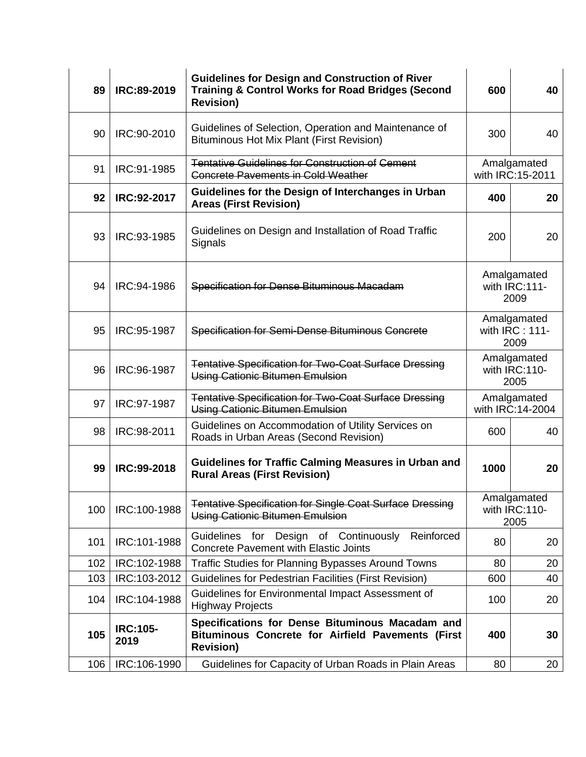| 89 | **IRC:89-2019** | **Guidelines for Design and Construction of River Training & Control Works for Road Bridges (Second Revision)** | **600** | **40** |
|---|---|---|---|---|
| 90 | IRC:90-2010 | Guidelines of Selection, Operation and Maintenance of Bituminous Hot Mix Plant (First Revision) | 300 | 40 |
| 91 | IRC:91-1985 | ~~Tentative Guidelines for Construction of Cement Concrete Pavements in Cold Weather~~ | Amalgamated with IRC:15-2011 | |
| **92** | **IRC:92-2017** | **Guidelines for the Design of Interchanges in Urban Areas (First Revision)** | **400** | **20** |
| 93 | IRC:93-1985 | Guidelines on Design and Installation of Road Traffic Signals | 200 | 20 |
| 94 | IRC:94-1986 | ~~Specification for Dense Bituminous Macadam~~ | Amalgamated with IRC:111-2009 | |
| 95 | IRC:95-1987 | ~~Specification for Semi-Dense Bituminous Concrete~~ | Amalgamated with IRC : 111-2009 | |
| 96 | IRC:96-1987 | ~~Tentative Specification for Two-Coat Surface Dressing Using Cationic Bitumen Emulsion~~ | Amalgamated with IRC:110-2005 | |
| 97 | IRC:97-1987 | ~~Tentative Specification for Two-Coat Surface Dressing Using Cationic Bitumen Emulsion~~ | Amalgamated with IRC:14-2004 | |
| 98 | IRC:98-2011 | Guidelines on Accommodation of Utility Services on Roads in Urban Areas (Second Revision) | 600 | 40 |
| **99** | **IRC:99-2018** | **Guidelines for Traffic Calming Measures in Urban and Rural Areas (First Revision)** | **1000** | **20** |
| 100 | IRC:100-1988 | ~~Tentative Specification for Single Coat Surface Dressing Using Cationic Bitumen Emulsion~~ | Amalgamated with IRC:110-2005 | |
| 101 | IRC:101-1988 | Guidelines for Design of Continuously Reinforced Concrete Pavement with Elastic Joints | 80 | 20 |
| 102 | IRC:102-1988 | Traffic Studies for Planning Bypasses Around Towns | 80 | 20 |
| 103 | IRC:103-2012 | Guidelines for Pedestrian Facilities (First Revision) | 600 | 40 |
| 104 | IRC:104-1988 | Guidelines for Environmental Impact Assessment of Highway Projects | 100 | 20 |
| **105** | **IRC:105-2019** | **Specifications for Dense Bituminous Macadam and Bituminous Concrete for Airfield Pavements (First Revision)** | **400** | **30** |
| 106 | IRC:106-1990 | Guidelines for Capacity of Urban Roads in Plain Areas | 80 | 20 |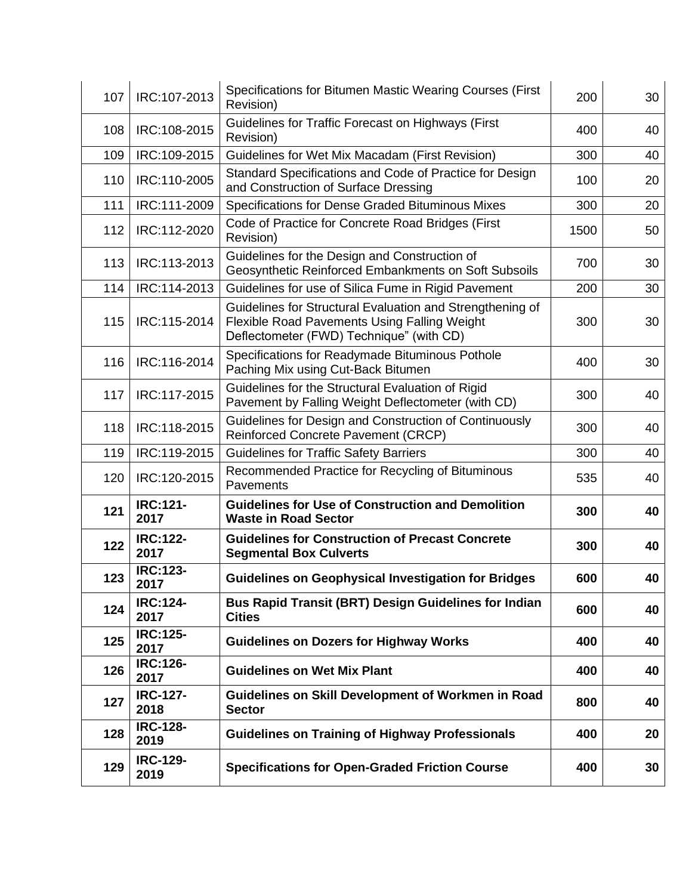| 107 | IRC:107-2013 | Specifications for Bitumen Mastic Wearing Courses (First Revision) | 200 | 30 |
|---|---|---|---|---|
| 108 | IRC:108-2015 | Guidelines for Traffic Forecast on Highways (First Revision) | 400 | 40 |
| 109 | IRC:109-2015 | Guidelines for Wet Mix Macadam (First Revision) | 300 | 40 |
| 110 | IRC:110-2005 | Standard Specifications and Code of Practice for Design and Construction of Surface Dressing | 100 | 20 |
| 111 | IRC:111-2009 | Specifications for Dense Graded Bituminous Mixes | 300 | 20 |
| 112 | IRC:112-2020 | Code of Practice for Concrete Road Bridges (First Revision) | 1500 | 50 |
| 113 | IRC:113-2013 | Guidelines for the Design and Construction of Geosynthetic Reinforced Embankments on Soft Subsoils | 700 | 30 |
| 114 | IRC:114-2013 | Guidelines for use of Silica Fume in Rigid Pavement | 200 | 30 |
| 115 | IRC:115-2014 | Guidelines for Structural Evaluation and Strengthening of Flexible Road Pavements Using Falling Weight Deflectometer (FWD) Technique" (with CD) | 300 | 30 |
| 116 | IRC:116-2014 | Specifications for Readymade Bituminous Pothole Paching Mix using Cut-Back Bitumen | 400 | 30 |
| 117 | IRC:117-2015 | Guidelines for the Structural Evaluation of Rigid Pavement by Falling Weight Deflectometer (with CD) | 300 | 40 |
| 118 | IRC:118-2015 | Guidelines for Design and Construction of Continuously Reinforced Concrete Pavement (CRCP) | 300 | 40 |
| 119 | IRC:119-2015 | Guidelines for Traffic Safety Barriers | 300 | 40 |
| 120 | IRC:120-2015 | Recommended Practice for Recycling of Bituminous Pavements | 535 | 40 |
| **121** | **IRC:121-2017** | **Guidelines for Use of Construction and Demolition Waste in Road Sector** | **300** | **40** |
| **122** | **IRC:122-2017** | **Guidelines for Construction of Precast Concrete Segmental Box Culverts** | **300** | **40** |
| **123** | **IRC:123-2017** | **Guidelines on Geophysical Investigation for Bridges** | **600** | **40** |
| **124** | **IRC:124-2017** | **Bus Rapid Transit (BRT) Design Guidelines for Indian Cities** | **600** | **40** |
| **125** | **IRC:125-2017** | **Guidelines on Dozers for Highway Works** | **400** | **40** |
| **126** | **IRC:126-2017** | **Guidelines on Wet Mix Plant** | **400** | **40** |
| **127** | **IRC-127-2018** | **Guidelines on Skill Development of Workmen in Road Sector** | **800** | **40** |
| **128** | **IRC-128-2019** | **Guidelines on Training of Highway Professionals** | **400** | **20** |
| **129** | **IRC-129-2019** | **Specifications for Open-Graded Friction Course** | **400** | **30** |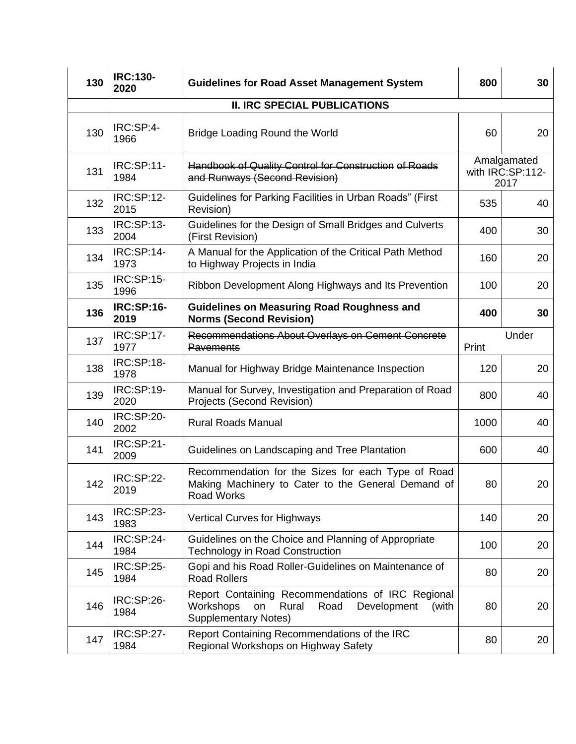| | | | | |
|---|---|---|---|---|
| **130** | **IRC:130-2020** | **Guidelines for Road Asset Management System** | **800** | **30** |
| | | **II. IRC SPECIAL PUBLICATIONS** | | |
| 130 | IRC:SP:4-1966 | Bridge Loading Round the World | 60 | 20 |
| 131 | IRC:SP:11-1984 | ~~Handbook of Quality Control for Construction of Roads and Runways (Second Revision)~~ | Amalgamated with IRC:SP:112-2017 | |
| 132 | IRC:SP:12-2015 | Guidelines for Parking Facilities in Urban Roads" (First Revision) | 535 | 40 |
| 133 | IRC:SP:13-2004 | Guidelines for the Design of Small Bridges and Culverts (First Revision) | 400 | 30 |
| 134 | IRC:SP:14-1973 | A Manual for the Application of the Critical Path Method to Highway Projects in India | 160 | 20 |
| 135 | IRC:SP:15-1996 | Ribbon Development Along Highways and Its Prevention | 100 | 20 |
| **136** | **IRC:SP:16-2019** | **Guidelines on Measuring Road Roughness and Norms (Second Revision)** | **400** | **30** |
| 137 | IRC:SP:17-1977 | ~~Recommendations About Overlays on Cement Concrete Pavements~~ | Under Print | |
| 138 | IRC:SP:18-1978 | Manual for Highway Bridge Maintenance Inspection | 120 | 20 |
| 139 | IRC:SP:19-2020 | Manual for Survey, Investigation and Preparation of Road Projects (Second Revision) | 800 | 40 |
| 140 | IRC:SP:20-2002 | Rural Roads Manual | 1000 | 40 |
| 141 | IRC:SP:21-2009 | Guidelines on Landscaping and Tree Plantation | 600 | 40 |
| 142 | IRC:SP:22-2019 | Recommendation for the Sizes for each Type of Road Making Machinery to Cater to the General Demand of Road Works | 80 | 20 |
| 143 | IRC:SP:23-1983 | Vertical Curves for Highways | 140 | 20 |
| 144 | IRC:SP:24-1984 | Guidelines on the Choice and Planning of Appropriate Technology in Road Construction | 100 | 20 |
| 145 | IRC:SP:25-1984 | Gopi and his Road Roller-Guidelines on Maintenance of Road Rollers | 80 | 20 |
| 146 | IRC:SP:26-1984 | Report Containing Recommendations of IRC Regional Workshops on Rural Road Development (with Supplementary Notes) | 80 | 20 |
| 147 | IRC:SP:27-1984 | Report Containing Recommendations of the IRC Regional Workshops on Highway Safety | 80 | 20 |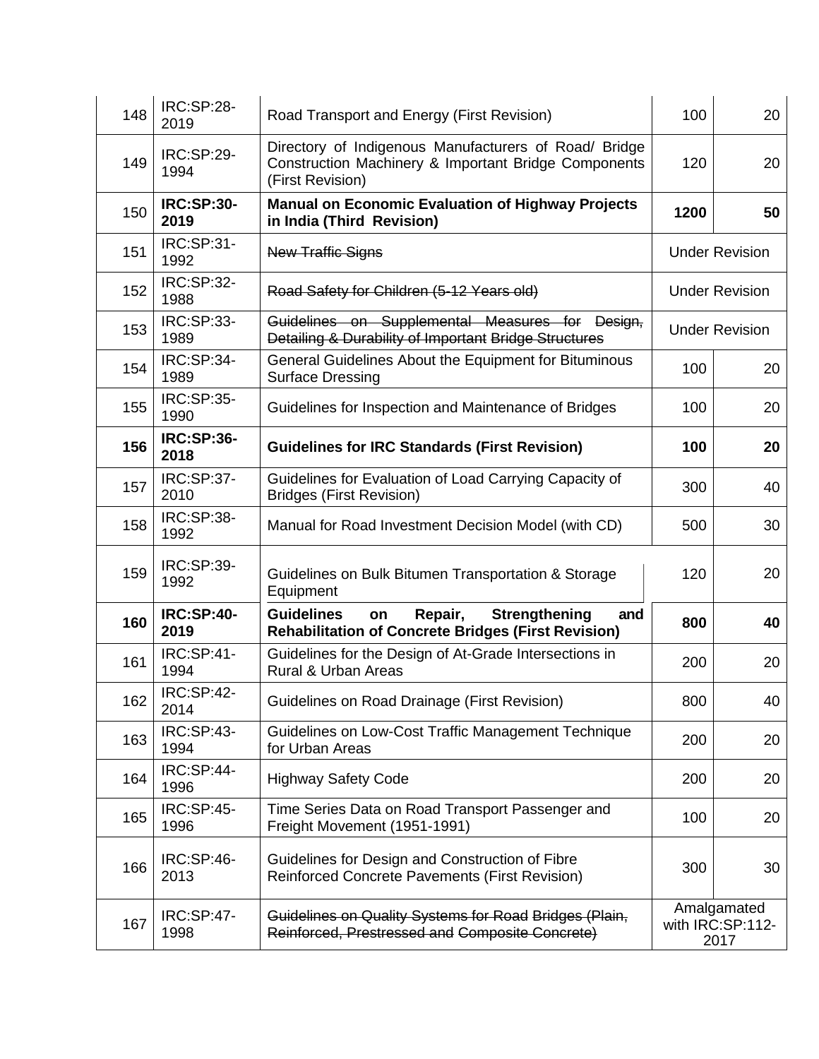| 148 | IRC:SP:28-2019 | Road Transport and Energy (First Revision) | 100 | 20 |
|---|---|---|---|---|
| 149 | IRC:SP:29-1994 | Directory of Indigenous Manufacturers of Road/ Bridge Construction Machinery & Important Bridge Components (First Revision) | 120 | 20 |
| 150 | **IRC:SP:30-2019** | **Manual on Economic Evaluation of Highway Projects in India (Third Revision)** | **1200** | **50** |
| 151 | IRC:SP:31-1992 | ~~New Traffic Signs~~ | Under Revision | |
| 152 | IRC:SP:32-1988 | ~~Road Safety for Children (5-12 Years old)~~ | Under Revision | |
| 153 | IRC:SP:33-1989 | ~~Guidelines on Supplemental Measures for Design, Detailing & Durability of Important Bridge Structures~~ | Under Revision | |
| 154 | IRC:SP:34-1989 | General Guidelines About the Equipment for Bituminous Surface Dressing | 100 | 20 |
| 155 | IRC:SP:35-1990 | Guidelines for Inspection and Maintenance of Bridges | 100 | 20 |
| **156** | **IRC:SP:36-2018** | **Guidelines for IRC Standards (First Revision)** | **100** | **20** |
| 157 | IRC:SP:37-2010 | Guidelines for Evaluation of Load Carrying Capacity of Bridges (First Revision) | 300 | 40 |
| 158 | IRC:SP:38-1992 | Manual for Road Investment Decision Model (with CD) | 500 | 30 |
| 159 | IRC:SP:39-1992 | Guidelines on Bulk Bitumen Transportation & Storage Equipment | 120 | 20 |
| **160** | **IRC:SP:40-2019** | **Guidelines on Repair, Strengthening and Rehabilitation of Concrete Bridges (First Revision)** | **800** | **40** |
| 161 | IRC:SP:41-1994 | Guidelines for the Design of At-Grade Intersections in Rural & Urban Areas | 200 | 20 |
| 162 | IRC:SP:42-2014 | Guidelines on Road Drainage (First Revision) | 800 | 40 |
| 163 | IRC:SP:43-1994 | Guidelines on Low-Cost Traffic Management Technique for Urban Areas | 200 | 20 |
| 164 | IRC:SP:44-1996 | Highway Safety Code | 200 | 20 |
| 165 | IRC:SP:45-1996 | Time Series Data on Road Transport Passenger and Freight Movement (1951-1991) | 100 | 20 |
| 166 | IRC:SP:46-2013 | Guidelines for Design and Construction of Fibre Reinforced Concrete Pavements (First Revision) | 300 | 30 |
| 167 | IRC:SP:47-1998 | ~~Guidelines on Quality Systems for Road Bridges (Plain, Reinforced, Prestressed and Composite Concrete)~~ | Amalgamated with IRC:SP:112-2017 | |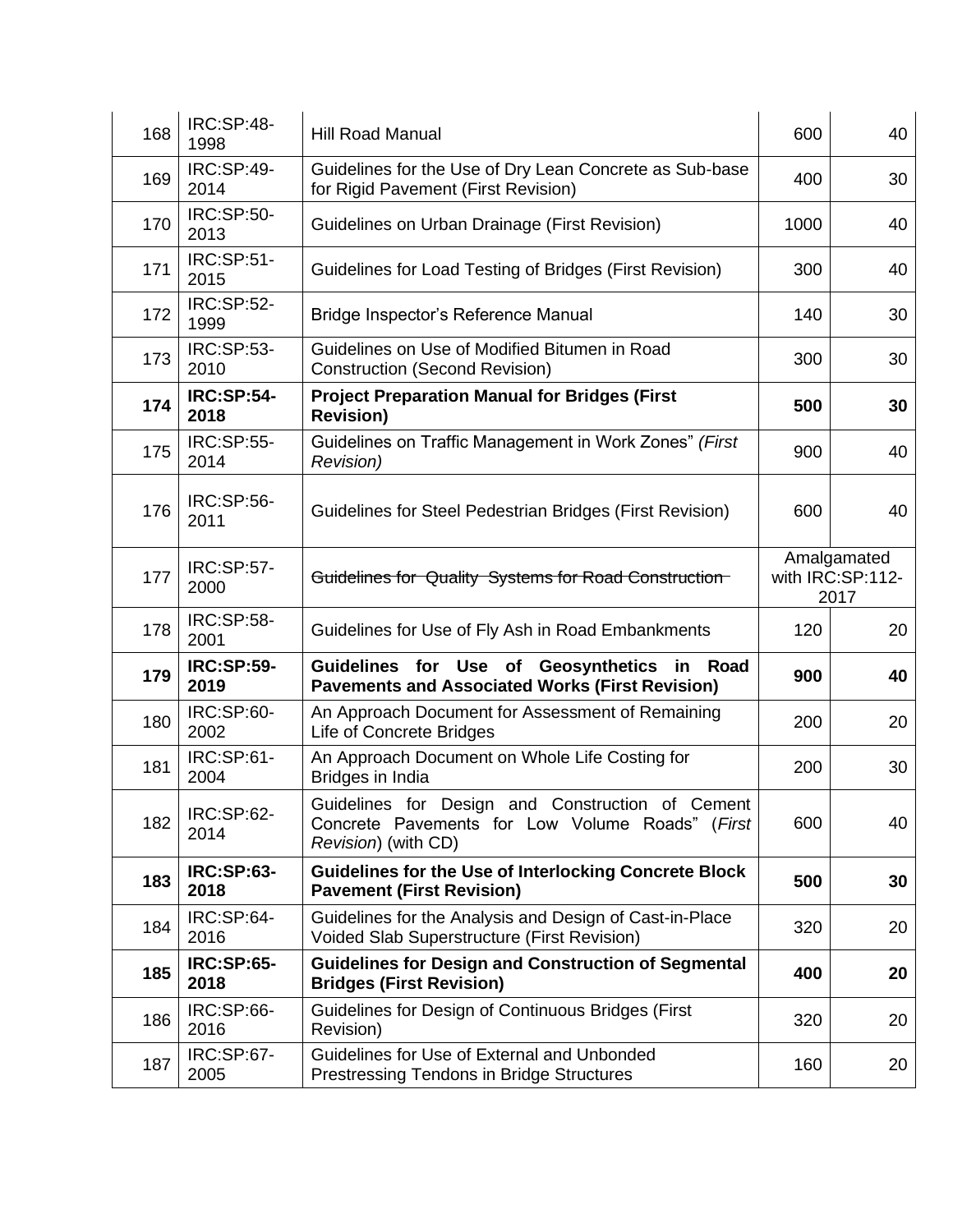| 168 | IRC:SP:48-1998 | Hill Road Manual | 600 | 40 |
|---|---|---|---|---|
| 169 | IRC:SP:49-2014 | Guidelines for the Use of Dry Lean Concrete as Sub-base for Rigid Pavement (First Revision) | 400 | 30 |
| 170 | IRC:SP:50-2013 | Guidelines on Urban Drainage (First Revision) | 1000 | 40 |
| 171 | IRC:SP:51-2015 | Guidelines for Load Testing of Bridges (First Revision) | 300 | 40 |
| 172 | IRC:SP:52-1999 | Bridge Inspector's Reference Manual | 140 | 30 |
| 173 | IRC:SP:53-2010 | Guidelines on Use of Modified Bitumen in Road Construction (Second Revision) | 300 | 30 |
| **174** | **IRC:SP:54-2018** | **Project Preparation Manual for Bridges (First Revision)** | **500** | **30** |
| 175 | IRC:SP:55-2014 | Guidelines on Traffic Management in Work Zones" *(First Revision)* | 900 | 40 |
| 176 | IRC:SP:56-2011 | Guidelines for Steel Pedestrian Bridges (First Revision) | 600 | 40 |
| 177 | IRC:SP:57-2000 | ~~Guidelines for Quality Systems for Road Construction~~ | Amalgamated with IRC:SP:112-2017 | |
| 178 | IRC:SP:58-2001 | Guidelines for Use of Fly Ash in Road Embankments | 120 | 20 |
| **179** | **IRC:SP:59-2019** | **Guidelines for Use of Geosynthetics in Road Pavements and Associated Works (First Revision)** | **900** | **40** |
| 180 | IRC:SP:60-2002 | An Approach Document for Assessment of Remaining Life of Concrete Bridges | 200 | 20 |
| 181 | IRC:SP:61-2004 | An Approach Document on Whole Life Costing for Bridges in India | 200 | 30 |
| 182 | IRC:SP:62-2014 | Guidelines for Design and Construction of Cement Concrete Pavements for Low Volume Roads" (*First Revision*) (with CD) | 600 | 40 |
| **183** | **IRC:SP:63-2018** | **Guidelines for the Use of Interlocking Concrete Block Pavement (First Revision)** | **500** | **30** |
| 184 | IRC:SP:64-2016 | Guidelines for the Analysis and Design of Cast-in-Place Voided Slab Superstructure (First Revision) | 320 | 20 |
| **185** | **IRC:SP:65-2018** | **Guidelines for Design and Construction of Segmental Bridges (First Revision)** | **400** | **20** |
| 186 | IRC:SP:66-2016 | Guidelines for Design of Continuous Bridges (First Revision) | 320 | 20 |
| 187 | IRC:SP:67-2005 | Guidelines for Use of External and Unbonded Prestressing Tendons in Bridge Structures | 160 | 20 |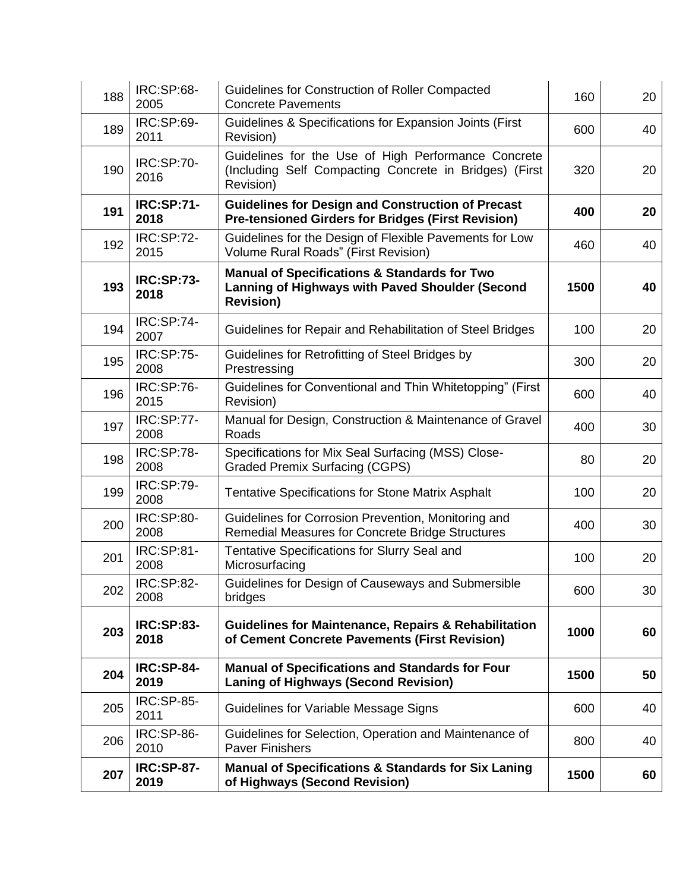| | | | | |
|---|---|---|---|---|
| 188 | IRC:SP:68-2005 | Guidelines for Construction of Roller Compacted Concrete Pavements | 160 | 20 |
| 189 | IRC:SP:69-2011 | Guidelines & Specifications for Expansion Joints (First Revision) | 600 | 40 |
| 190 | IRC:SP:70-2016 | Guidelines for the Use of High Performance Concrete (Including Self Compacting Concrete in Bridges) (First Revision) | 320 | 20 |
| **191** | **IRC:SP:71-2018** | **Guidelines for Design and Construction of Precast Pre-tensioned Girders for Bridges (First Revision)** | **400** | **20** |
| 192 | IRC:SP:72-2015 | Guidelines for the Design of Flexible Pavements for Low Volume Rural Roads" (First Revision) | 460 | 40 |
| **193** | **IRC:SP:73-2018** | **Manual of Specifications & Standards for Two Lanning of Highways with Paved Shoulder (Second Revision)** | **1500** | **40** |
| 194 | IRC:SP:74-2007 | Guidelines for Repair and Rehabilitation of Steel Bridges | 100 | 20 |
| 195 | IRC:SP:75-2008 | Guidelines for Retrofitting of Steel Bridges by Prestressing | 300 | 20 |
| 196 | IRC:SP:76-2015 | Guidelines for Conventional and Thin Whitetopping" (First Revision) | 600 | 40 |
| 197 | IRC:SP:77-2008 | Manual for Design, Construction & Maintenance of Gravel Roads | 400 | 30 |
| 198 | IRC:SP:78-2008 | Specifications for Mix Seal Surfacing (MSS) Close-Graded Premix Surfacing (CGPS) | 80 | 20 |
| 199 | IRC:SP:79-2008 | Tentative Specifications for Stone Matrix Asphalt | 100 | 20 |
| 200 | IRC:SP:80-2008 | Guidelines for Corrosion Prevention, Monitoring and Remedial Measures for Concrete Bridge Structures | 400 | 30 |
| 201 | IRC:SP:81-2008 | Tentative Specifications for Slurry Seal and Microsurfacing | 100 | 20 |
| 202 | IRC:SP:82-2008 | Guidelines for Design of Causeways and Submersible bridges | 600 | 30 |
| **203** | **IRC:SP:83-2018** | **Guidelines for Maintenance, Repairs & Rehabilitation of Cement Concrete Pavements (First Revision)** | **1000** | **60** |
| **204** | **IRC:SP-84-2019** | **Manual of Specifications and Standards for Four Laning of Highways (Second Revision)** | **1500** | **50** |
| 205 | IRC:SP-85-2011 | Guidelines for Variable Message Signs | 600 | 40 |
| 206 | IRC:SP-86-2010 | Guidelines for Selection, Operation and Maintenance of Paver Finishers | 800 | 40 |
| **207** | **IRC:SP-87-2019** | **Manual of Specifications & Standards for Six Laning of Highways (Second Revision)** | **1500** | **60** |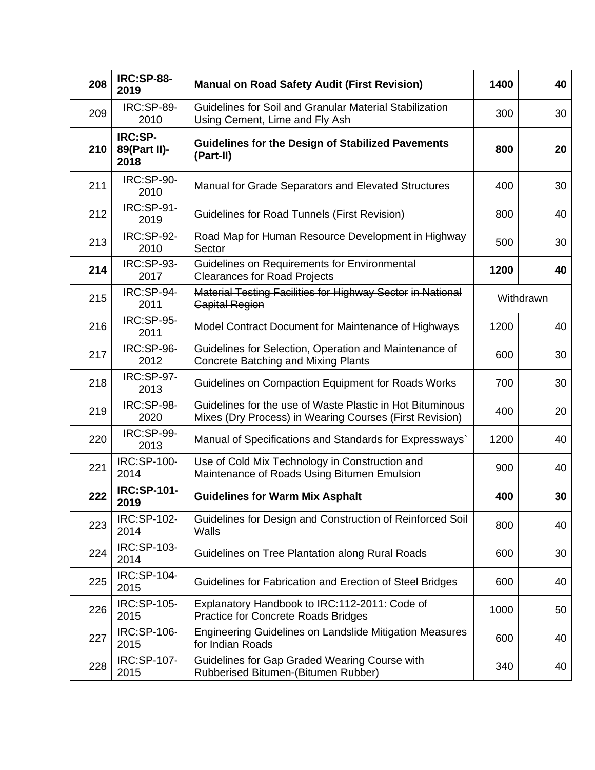| | | | | |
|---|---|---|---|---|
| **208** | **IRC:SP-88-2019** | **Manual on Road Safety Audit (First Revision)** | **1400** | **40** |
| 209 | IRC:SP-89-2010 | Guidelines for Soil and Granular Material Stabilization Using Cement, Lime and Fly Ash | 300 | 30 |
| **210** | **IRC:SP-89(Part II)-2018** | **Guidelines for the Design of Stabilized Pavements (Part-II)** | **800** | **20** |
| 211 | IRC:SP-90-2010 | Manual for Grade Separators and Elevated Structures | 400 | 30 |
| 212 | IRC:SP-91-2019 | Guidelines for Road Tunnels (First Revision) | 800 | 40 |
| 213 | IRC:SP-92-2010 | Road Map for Human Resource Development in Highway Sector | 500 | 30 |
| **214** | IRC:SP-93-2017 | Guidelines on Requirements for Environmental Clearances for Road Projects | **1200** | **40** |
| 215 | IRC:SP-94-2011 | ~~Material Testing Facilities for Highway Sector in National Capital Region~~ | Withdrawn | |
| 216 | IRC:SP-95-2011 | Model Contract Document for Maintenance of Highways | 1200 | 40 |
| 217 | IRC:SP-96-2012 | Guidelines for Selection, Operation and Maintenance of Concrete Batching and Mixing Plants | 600 | 30 |
| 218 | IRC:SP-97-2013 | Guidelines on Compaction Equipment for Roads Works | 700 | 30 |
| 219 | IRC:SP-98-2020 | Guidelines for the use of Waste Plastic in Hot Bituminous Mixes (Dry Process) in Wearing Courses (First Revision) | 400 | 20 |
| 220 | IRC:SP-99-2013 | Manual of Specifications and Standards for Expressways` | 1200 | 40 |
| 221 | IRC:SP-100-2014 | Use of Cold Mix Technology in Construction and Maintenance of Roads Using Bitumen Emulsion | 900 | 40 |
| **222** | **IRC:SP-101-2019** | **Guidelines for Warm Mix Asphalt** | **400** | **30** |
| 223 | IRC:SP-102-2014 | Guidelines for Design and Construction of Reinforced Soil Walls | 800 | 40 |
| 224 | IRC:SP-103-2014 | Guidelines on Tree Plantation along Rural Roads | 600 | 30 |
| 225 | IRC:SP-104-2015 | Guidelines for Fabrication and Erection of Steel Bridges | 600 | 40 |
| 226 | IRC:SP-105-2015 | Explanatory Handbook to IRC:112-2011: Code of Practice for Concrete Roads Bridges | 1000 | 50 |
| 227 | IRC:SP-106-2015 | Engineering Guidelines on Landslide Mitigation Measures for Indian Roads | 600 | 40 |
| 228 | IRC:SP-107-2015 | Guidelines for Gap Graded Wearing Course with Rubberised Bitumen-(Bitumen Rubber) | 340 | 40 |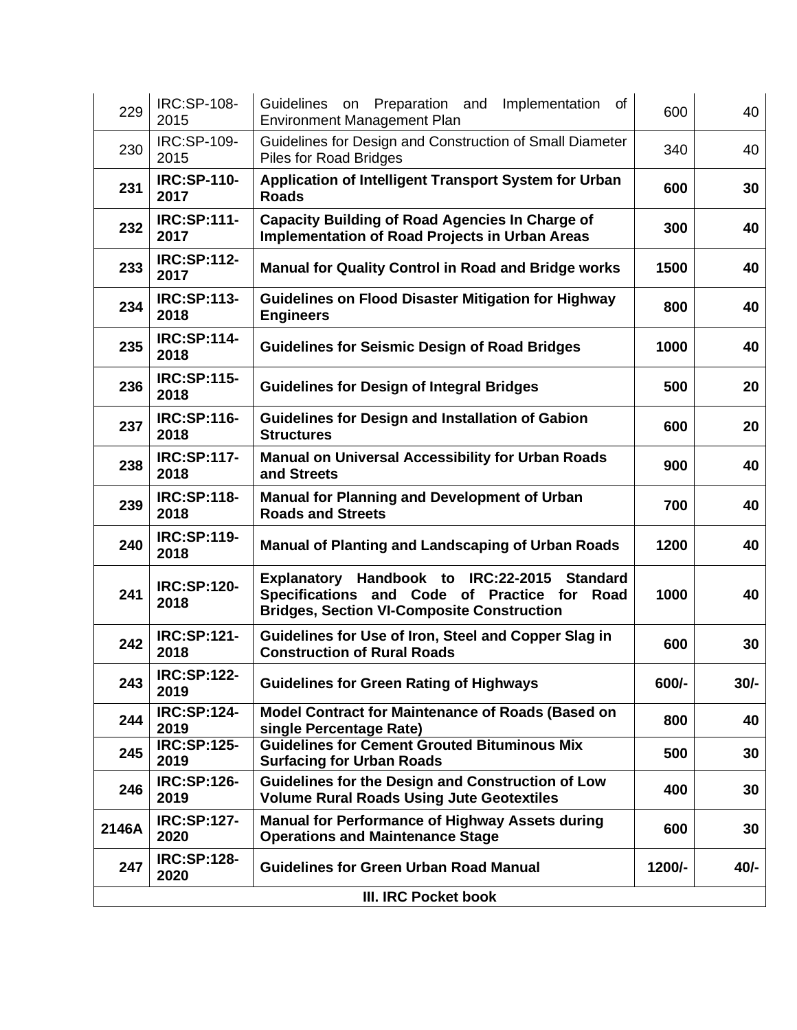| | | | | |
|---|---|---|---|---|
| 229 | IRC:SP-108-2015 | Guidelines on Preparation and Implementation of Environment Management Plan | 600 | 40 |
| 230 | IRC:SP-109-2015 | Guidelines for Design and Construction of Small Diameter Piles for Road Bridges | 340 | 40 |
| **231** | **IRC:SP-110-2017** | **Application of Intelligent Transport System for Urban Roads** | **600** | **30** |
| **232** | **IRC:SP:111-2017** | **Capacity Building of Road Agencies In Charge of Implementation of Road Projects in Urban Areas** | **300** | **40** |
| **233** | **IRC:SP:112-2017** | **Manual for Quality Control in Road and Bridge works** | **1500** | **40** |
| **234** | **IRC:SP:113-2018** | **Guidelines on Flood Disaster Mitigation for Highway Engineers** | **800** | **40** |
| **235** | **IRC:SP:114-2018** | **Guidelines for Seismic Design of Road Bridges** | **1000** | **40** |
| **236** | **IRC:SP:115-2018** | **Guidelines for Design of Integral Bridges** | **500** | **20** |
| **237** | **IRC:SP:116-2018** | **Guidelines for Design and Installation of Gabion Structures** | **600** | **20** |
| **238** | **IRC:SP:117-2018** | **Manual on Universal Accessibility for Urban Roads and Streets** | **900** | **40** |
| **239** | **IRC:SP:118-2018** | **Manual for Planning and Development of Urban Roads and Streets** | **700** | **40** |
| **240** | **IRC:SP:119-2018** | **Manual of Planting and Landscaping of Urban Roads** | **1200** | **40** |
| **241** | **IRC:SP:120-2018** | **Explanatory Handbook to IRC:22-2015 Standard Specifications and Code of Practice for Road Bridges, Section VI-Composite Construction** | **1000** | **40** |
| **242** | **IRC:SP:121-2018** | **Guidelines for Use of Iron, Steel and Copper Slag in Construction of Rural Roads** | **600** | **30** |
| **243** | **IRC:SP:122-2019** | **Guidelines for Green Rating of Highways** | **600/-** | **30/-** |
| **244** | **IRC:SP:124-2019** | **Model Contract for Maintenance of Roads (Based on single Percentage Rate)** | **800** | **40** |
| **245** | **IRC:SP:125-2019** | **Guidelines for Cement Grouted Bituminous Mix Surfacing for Urban Roads** | **500** | **30** |
| **246** | **IRC:SP:126-2019** | **Guidelines for the Design and Construction of Low Volume Rural Roads Using Jute Geotextiles** | **400** | **30** |
| **2146A** | **IRC:SP:127-2020** | **Manual for Performance of Highway Assets during Operations and Maintenance Stage** | **600** | **30** |
| **247** | **IRC:SP:128-2020** | **Guidelines for Green Urban Road Manual** | **1200/-** | **40/-** |
| | | **III. IRC Pocket book** | | |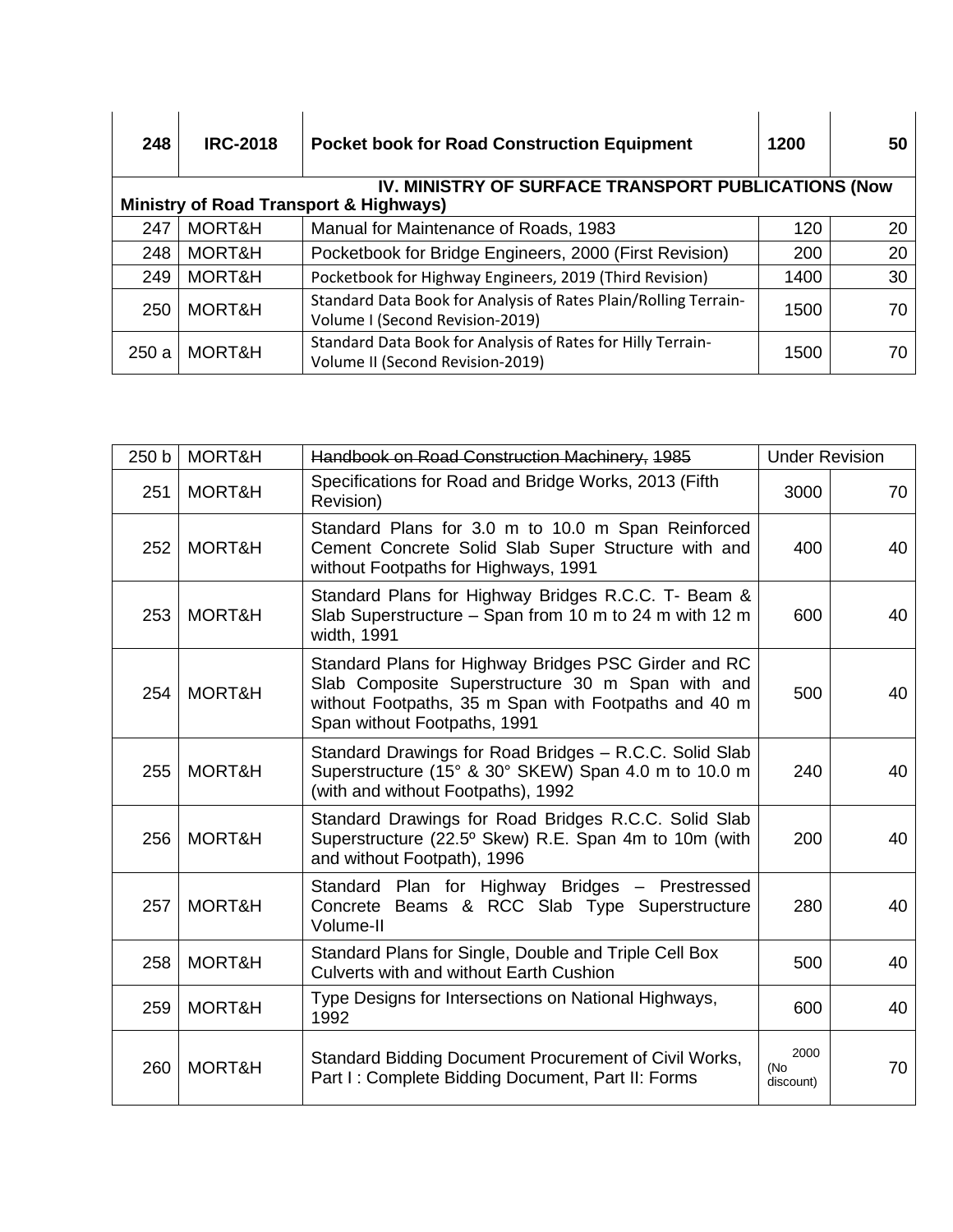| 248 | IRC-2018 | Pocket book for Road Construction Equipment | 1200 | 50 |
|---|---|---|---|---|
| **IV. MINISTRY OF SURFACE TRANSPORT PUBLICATIONS (Now Ministry of Road Transport & Highways)** | | | | |
| 247 | MORT&H | Manual for Maintenance of Roads, 1983 | 120 | 20 |
| 248 | MORT&H | Pocketbook for Bridge Engineers, 2000 (First Revision) | 200 | 20 |
| 249 | MORT&H | Pocketbook for Highway Engineers, 2019 (Third Revision) | 1400 | 30 |
| 250 | MORT&H | Standard Data Book for Analysis of Rates Plain/Rolling Terrain-Volume I (Second Revision-2019) | 1500 | 70 |
| 250 a | MORT&H | Standard Data Book for Analysis of Rates for Hilly Terrain-Volume II (Second Revision-2019) | 1500 | 70 |

| 250 b | MORT&H | ~~Handbook on Road Construction Machinery, 1985~~ | Under Revision | |
|---|---|---|---|---|
| 251 | MORT&H | Specifications for Road and Bridge Works, 2013 (Fifth Revision) | 3000 | 70 |
| 252 | MORT&H | Standard Plans for 3.0 m to 10.0 m Span Reinforced Cement Concrete Solid Slab Super Structure with and without Footpaths for Highways, 1991 | 400 | 40 |
| 253 | MORT&H | Standard Plans for Highway Bridges R.C.C. T- Beam & Slab Superstructure – Span from 10 m to 24 m with 12 m width, 1991 | 600 | 40 |
| 254 | MORT&H | Standard Plans for Highway Bridges PSC Girder and RC Slab Composite Superstructure 30 m Span with and without Footpaths, 35 m Span with Footpaths and 40 m Span without Footpaths, 1991 | 500 | 40 |
| 255 | MORT&H | Standard Drawings for Road Bridges – R.C.C. Solid Slab Superstructure (15° & 30° SKEW) Span 4.0 m to 10.0 m (with and without Footpaths), 1992 | 240 | 40 |
| 256 | MORT&H | Standard Drawings for Road Bridges R.C.C. Solid Slab Superstructure (22.5º Skew) R.E. Span 4m to 10m (with and without Footpath), 1996 | 200 | 40 |
| 257 | MORT&H | Standard Plan for Highway Bridges – Prestressed Concrete Beams & RCC Slab Type Superstructure Volume-II | 280 | 40 |
| 258 | MORT&H | Standard Plans for Single, Double and Triple Cell Box Culverts with and without Earth Cushion | 500 | 40 |
| 259 | MORT&H | Type Designs for Intersections on National Highways, 1992 | 600 | 40 |
| 260 | MORT&H | Standard Bidding Document Procurement of Civil Works, Part I : Complete Bidding Document, Part II: Forms | 2000 (No discount) | 70 |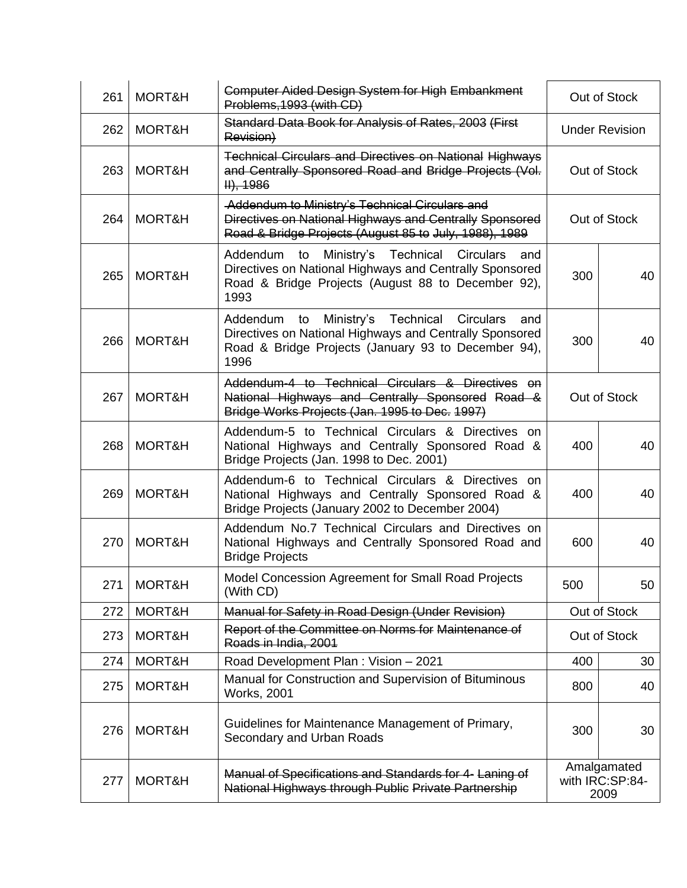| 261 | MORT&H | ~~Computer Aided Design System for High Embankment Problems,1993 (with CD)~~ | Out of Stock | |
|---|---|---|---|---|
| 262 | MORT&H | ~~Standard Data Book for Analysis of Rates, 2003 (First Revision)~~ | Under Revision | |
| 263 | MORT&H | ~~Technical Circulars and Directives on National Highways and Centrally Sponsored Road and Bridge Projects (Vol. II), 1986~~ | Out of Stock | |
| 264 | MORT&H | ~~Addendum to Ministry's Technical Circulars and Directives on National Highways and Centrally Sponsored Road & Bridge Projects (August 85 to July, 1988), 1989~~ | Out of Stock | |
| 265 | MORT&H | Addendum to Ministry's Technical Circulars and Directives on National Highways and Centrally Sponsored Road & Bridge Projects (August 88 to December 92), 1993 | 300 | 40 |
| 266 | MORT&H | Addendum to Ministry's Technical Circulars and Directives on National Highways and Centrally Sponsored Road & Bridge Projects (January 93 to December 94), 1996 | 300 | 40 |
| 267 | MORT&H | ~~Addendum-4 to Technical Circulars & Directives on National Highways and Centrally Sponsored Road & Bridge Works Projects (Jan. 1995 to Dec. 1997)~~ | Out of Stock | |
| 268 | MORT&H | Addendum-5 to Technical Circulars & Directives on National Highways and Centrally Sponsored Road & Bridge Projects (Jan. 1998 to Dec. 2001) | 400 | 40 |
| 269 | MORT&H | Addendum-6 to Technical Circulars & Directives on National Highways and Centrally Sponsored Road & Bridge Projects (January 2002 to December 2004) | 400 | 40 |
| 270 | MORT&H | Addendum No.7 Technical Circulars and Directives on National Highways and Centrally Sponsored Road and Bridge Projects | 600 | 40 |
| 271 | MORT&H | Model Concession Agreement for Small Road Projects (With CD) | 500 | 50 |
| 272 | MORT&H | ~~Manual for Safety in Road Design (Under Revision)~~ | Out of Stock | |
| 273 | MORT&H | ~~Report of the Committee on Norms for Maintenance of Roads in India, 2001~~ | Out of Stock | |
| 274 | MORT&H | Road Development Plan : Vision – 2021 | 400 | 30 |
| 275 | MORT&H | Manual for Construction and Supervision of Bituminous Works, 2001 | 800 | 40 |
| 276 | MORT&H | Guidelines for Maintenance Management of Primary, Secondary and Urban Roads | 300 | 30 |
| 277 | MORT&H | ~~Manual of Specifications and Standards for 4- Laning of National Highways through Public Private Partnership~~ | Amalgamated with IRC:SP:84-2009 | |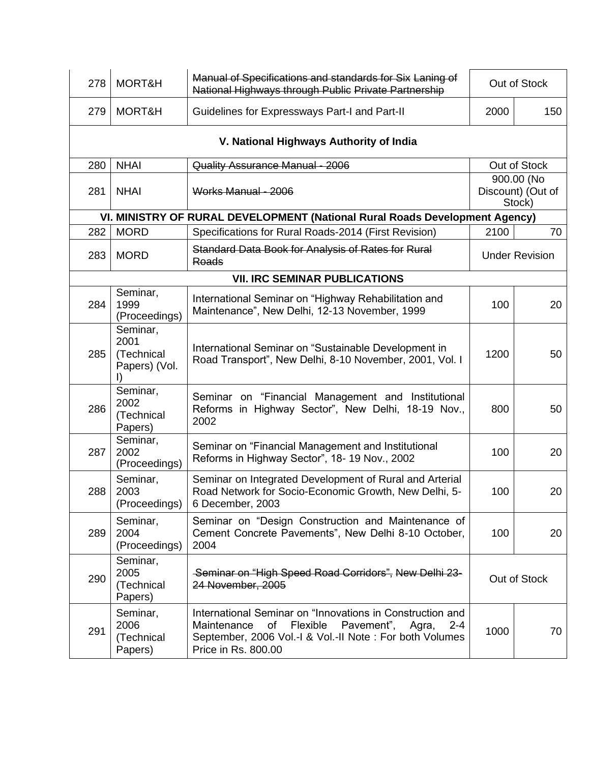| 278 | MORT&H | ~~Manual of Specifications and standards for Six Laning of National Highways through Public Private Partnership~~ | Out of Stock | |
|---|---|---|---|---|
| 279 | MORT&H | Guidelines for Expressways Part-I and Part-II | 2000 | 150 |
| **V. National Highways Authority of India** | | | | |
| 280 | NHAI | ~~Quality Assurance Manual - 2006~~ | Out of Stock | |
| 281 | NHAI | ~~Works Manual - 2006~~ | 900.00 (No Discount) (Out of Stock) | |
| **VI. MINISTRY OF RURAL DEVELOPMENT (National Rural Roads Development Agency)** | | | | |
| 282 | MORD | Specifications for Rural Roads-2014 (First Revision) | 2100 | 70 |
| 283 | MORD | ~~Standard Data Book for Analysis of Rates for Rural Roads~~ | Under Revision | |
| **VII. IRC SEMINAR PUBLICATIONS** | | | | |
| 284 | Seminar, 1999 (Proceedings) | International Seminar on "Highway Rehabilitation and Maintenance", New Delhi, 12-13 November, 1999 | 100 | 20 |
| 285 | Seminar, 2001 (Technical Papers) (Vol. I) | International Seminar on "Sustainable Development in Road Transport", New Delhi, 8-10 November, 2001, Vol. I | 1200 | 50 |
| 286 | Seminar, 2002 (Technical Papers) | Seminar on "Financial Management and Institutional Reforms in Highway Sector", New Delhi, 18-19 Nov., 2002 | 800 | 50 |
| 287 | Seminar, 2002 (Proceedings) | Seminar on "Financial Management and Institutional Reforms in Highway Sector", 18- 19 Nov., 2002 | 100 | 20 |
| 288 | Seminar, 2003 (Proceedings) | Seminar on Integrated Development of Rural and Arterial Road Network for Socio-Economic Growth, New Delhi, 5-6 December, 2003 | 100 | 20 |
| 289 | Seminar, 2004 (Proceedings) | Seminar on "Design Construction and Maintenance of Cement Concrete Pavements", New Delhi 8-10 October, 2004 | 100 | 20 |
| 290 | Seminar, 2005 (Technical Papers) | ~~Seminar on "High Speed Road Corridors", New Delhi 23-24 November, 2005~~ | Out of Stock | |
| 291 | Seminar, 2006 (Technical Papers) | International Seminar on "Innovations in Construction and Maintenance of Flexible Pavement", Agra, 2-4 September, 2006 Vol.-I & Vol.-II Note : For both Volumes Price in Rs. 800.00 | 1000 | 70 |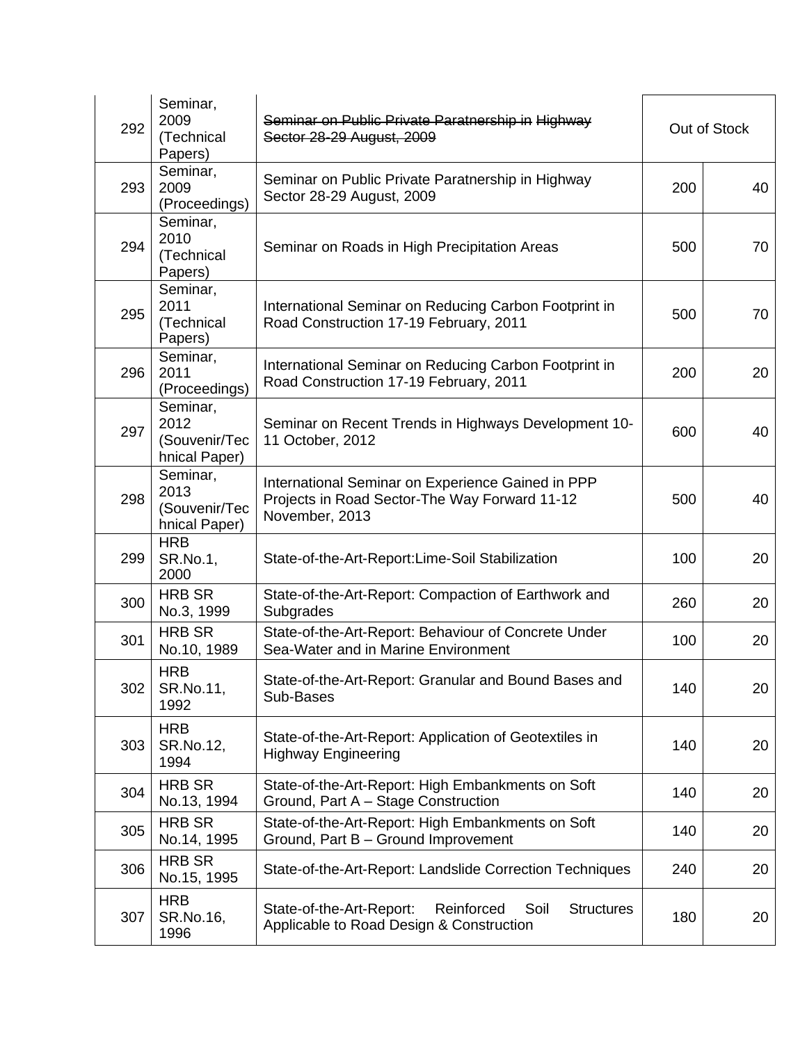| | | | | |
|---|---|---|---|---|
| 292 | Seminar, 2009 (Technical Papers) | ~~Seminar on Public Private Paratnership in Highway Sector 28-29 August, 2009~~ | Out of Stock | |
| 293 | Seminar, 2009 (Proceedings) | Seminar on Public Private Paratnership in Highway Sector 28-29 August, 2009 | 200 | 40 |
| 294 | Seminar, 2010 (Technical Papers) | Seminar on Roads in High Precipitation Areas | 500 | 70 |
| 295 | Seminar, 2011 (Technical Papers) | International Seminar on Reducing Carbon Footprint in Road Construction 17-19 February, 2011 | 500 | 70 |
| 296 | Seminar, 2011 (Proceedings) | International Seminar on Reducing Carbon Footprint in Road Construction 17-19 February, 2011 | 200 | 20 |
| 297 | Seminar, 2012 (Souvenir/Technical Paper) | Seminar on Recent Trends in Highways Development 10-11 October, 2012 | 600 | 40 |
| 298 | Seminar, 2013 (Souvenir/Technical Paper) | International Seminar on Experience Gained in PPP Projects in Road Sector-The Way Forward 11-12 November, 2013 | 500 | 40 |
| 299 | HRB SR.No.1, 2000 | State-of-the-Art-Report:Lime-Soil Stabilization | 100 | 20 |
| 300 | HRB SR No.3, 1999 | State-of-the-Art-Report: Compaction of Earthwork and Subgrades | 260 | 20 |
| 301 | HRB SR No.10, 1989 | State-of-the-Art-Report: Behaviour of Concrete Under Sea-Water and in Marine Environment | 100 | 20 |
| 302 | HRB SR.No.11, 1992 | State-of-the-Art-Report: Granular and Bound Bases and Sub-Bases | 140 | 20 |
| 303 | HRB SR.No.12, 1994 | State-of-the-Art-Report: Application of Geotextiles in Highway Engineering | 140 | 20 |
| 304 | HRB SR No.13, 1994 | State-of-the-Art-Report: High Embankments on Soft Ground, Part A – Stage Construction | 140 | 20 |
| 305 | HRB SR No.14, 1995 | State-of-the-Art-Report: High Embankments on Soft Ground, Part B – Ground Improvement | 140 | 20 |
| 306 | HRB SR No.15, 1995 | State-of-the-Art-Report: Landslide Correction Techniques | 240 | 20 |
| 307 | HRB SR.No.16, 1996 | State-of-the-Art-Report: Reinforced Soil Structures Applicable to Road Design & Construction | 180 | 20 |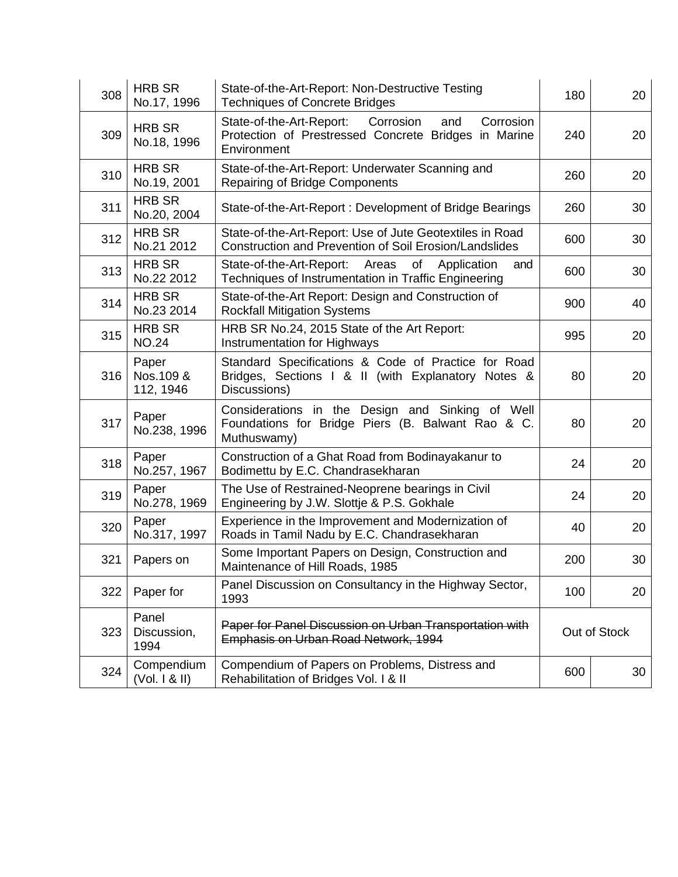| | | | | |
|---|---|---|---|---|
| 308 | HRB SR No.17, 1996 | State-of-the-Art-Report: Non-Destructive Testing Techniques of Concrete Bridges | 180 | 20 |
| 309 | HRB SR No.18, 1996 | State-of-the-Art-Report: Corrosion and Corrosion Protection of Prestressed Concrete Bridges in Marine Environment | 240 | 20 |
| 310 | HRB SR No.19, 2001 | State-of-the-Art-Report: Underwater Scanning and Repairing of Bridge Components | 260 | 20 |
| 311 | HRB SR No.20, 2004 | State-of-the-Art-Report : Development of Bridge Bearings | 260 | 30 |
| 312 | HRB SR No.21 2012 | State-of-the-Art-Report: Use of Jute Geotextiles in Road Construction and Prevention of Soil Erosion/Landslides | 600 | 30 |
| 313 | HRB SR No.22 2012 | State-of-the-Art-Report: Areas of Application and Techniques of Instrumentation in Traffic Engineering | 600 | 30 |
| 314 | HRB SR No.23 2014 | State-of-the-Art Report: Design and Construction of Rockfall Mitigation Systems | 900 | 40 |
| 315 | HRB SR NO.24 | HRB SR No.24, 2015 State of the Art Report: Instrumentation for Highways | 995 | 20 |
| 316 | Paper Nos.109 & 112, 1946 | Standard Specifications & Code of Practice for Road Bridges, Sections I & II (with Explanatory Notes & Discussions) | 80 | 20 |
| 317 | Paper No.238, 1996 | Considerations in the Design and Sinking of Well Foundations for Bridge Piers (B. Balwant Rao & C. Muthuswamy) | 80 | 20 |
| 318 | Paper No.257, 1967 | Construction of a Ghat Road from Bodinayakanur to Bodimettu by E.C. Chandrasekharan | 24 | 20 |
| 319 | Paper No.278, 1969 | The Use of Restrained-Neoprene bearings in Civil Engineering by J.W. Slottje & P.S. Gokhale | 24 | 20 |
| 320 | Paper No.317, 1997 | Experience in the Improvement and Modernization of Roads in Tamil Nadu by E.C. Chandrasekharan | 40 | 20 |
| 321 | Papers on | Some Important Papers on Design, Construction and Maintenance of Hill Roads, 1985 | 200 | 30 |
| 322 | Paper for | Panel Discussion on Consultancy in the Highway Sector, 1993 | 100 | 20 |
| 323 | Panel Discussion, 1994 | ~~Paper for Panel Discussion on Urban Transportation with Emphasis on Urban Road Network, 1994~~ | Out of Stock | |
| 324 | Compendium (Vol. I & II) | Compendium of Papers on Problems, Distress and Rehabilitation of Bridges Vol. I & II | 600 | 30 |